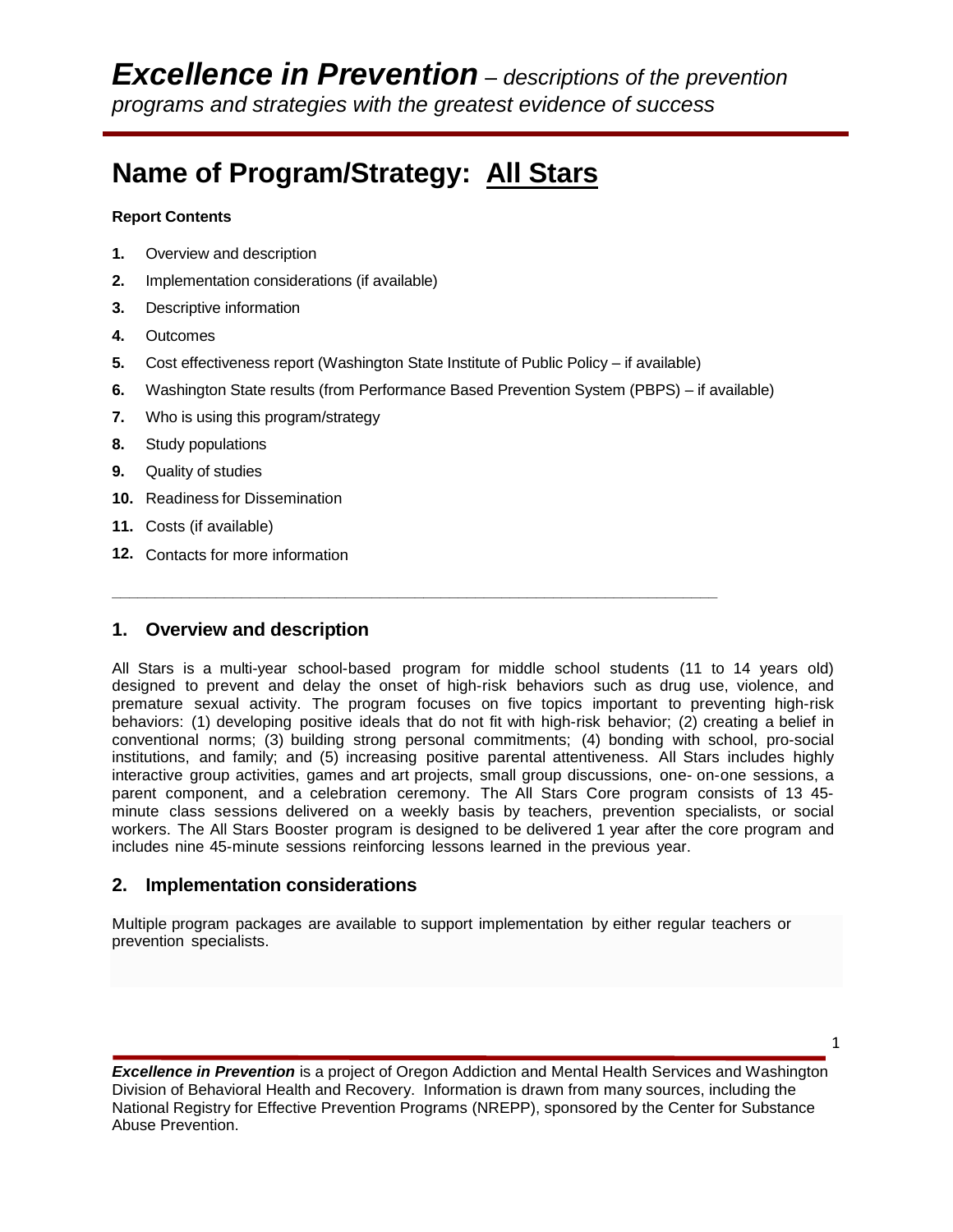# *Excellence in Prevention* – *descriptions of the prevention programs and strategies with the greatest evidence of success*

## Name of Program/Strategy: All Stars

**Report Contents**

1. Overview and description
2. Implementation considerations (if available)
3. Descriptive information
4. Outcomes
5. Cost effectiveness report (Washington State Institute of Public Policy – if available)
6. Washington State results (from Performance Based Prevention System (PBPS) – if available)
7. Who is using this program/strategy
8. Study populations
9. Quality of studies
10. Readiness for Dissemination
11. Costs (if available)
12. Contacts for more information

---

### 1. Overview and description

All Stars is a multi-year school-based program for middle school students (11 to 14 years old) designed to prevent and delay the onset of high-risk behaviors such as drug use, violence, and premature sexual activity. The program focuses on five topics important to preventing high-risk behaviors: (1) developing positive ideals that do not fit with high-risk behavior; (2) creating a belief in conventional norms; (3) building strong personal commitments; (4) bonding with school, pro-social institutions, and family; and (5) increasing positive parental attentiveness. All Stars includes highly interactive group activities, games and art projects, small group discussions, one- on-one sessions, a parent component, and a celebration ceremony. The All Stars Core program consists of 13 45-minute class sessions delivered on a weekly basis by teachers, prevention specialists, or social workers. The All Stars Booster program is designed to be delivered 1 year after the core program and includes nine 45-minute sessions reinforcing lessons learned in the previous year.

### 2. Implementation considerations

Multiple program packages are available to support implementation by either regular teachers or prevention specialists.

***Excellence in Prevention*** is a project of Oregon Addiction and Mental Health Services and Washington Division of Behavioral Health and Recovery. Information is drawn from many sources, including the National Registry for Effective Prevention Programs (NREPP), sponsored by the Center for Substance Abuse Prevention.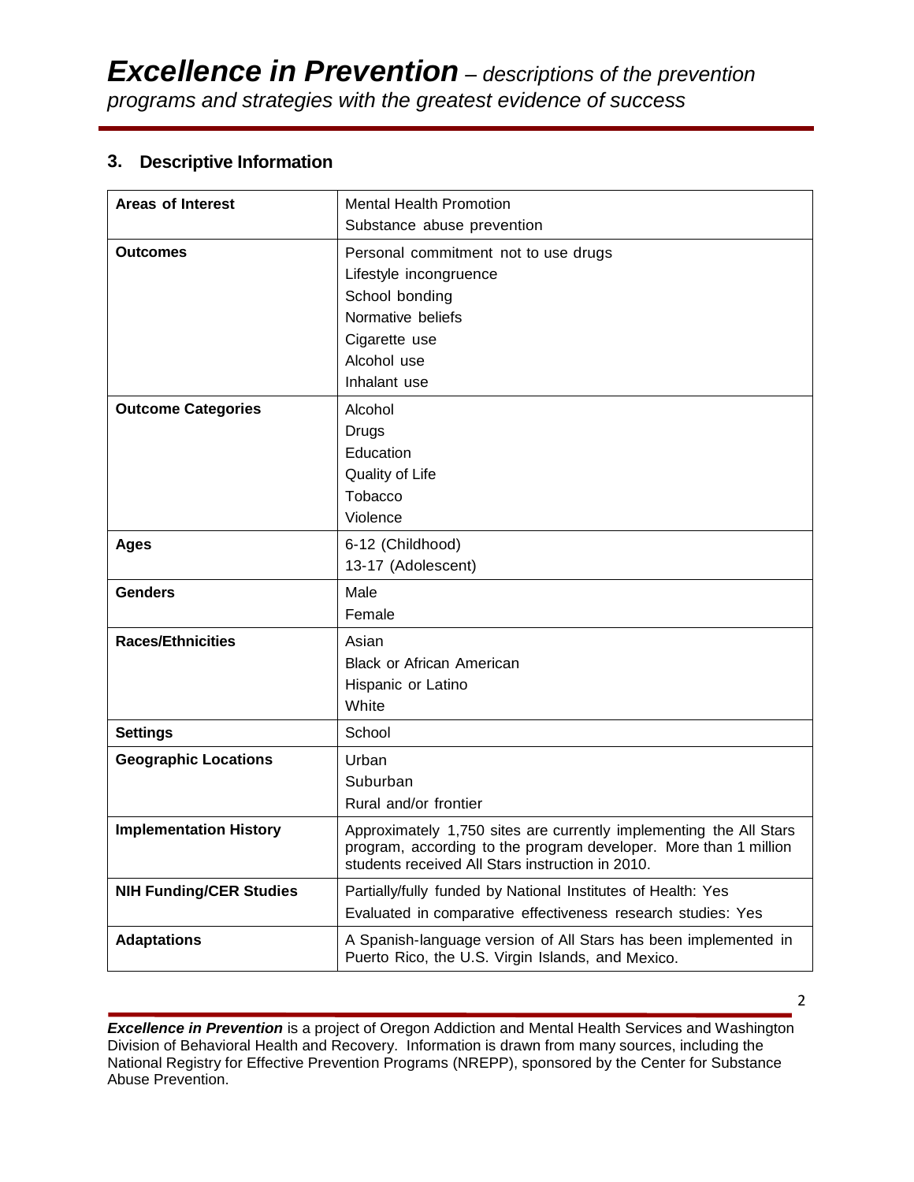## 3. Descriptive Information

| | |
|---|---|
| **Areas of Interest** | Mental Health Promotion<br>Substance abuse prevention |
| **Outcomes** | Personal commitment not to use drugs<br>Lifestyle incongruence<br>School bonding<br>Normative beliefs<br>Cigarette use<br>Alcohol use<br>Inhalant use |
| **Outcome Categories** | Alcohol<br>Drugs<br>Education<br>Quality of Life<br>Tobacco<br>Violence |
| **Ages** | 6-12 (Childhood)<br>13-17 (Adolescent) |
| **Genders** | Male<br>Female |
| **Races/Ethnicities** | Asian<br>Black or African American<br>Hispanic or Latino<br>White |
| **Settings** | School |
| **Geographic Locations** | Urban<br>Suburban<br>Rural and/or frontier |
| **Implementation History** | Approximately 1,750 sites are currently implementing the All Stars program, according to the program developer. More than 1 million students received All Stars instruction in 2010. |
| **NIH Funding/CER Studies** | Partially/fully funded by National Institutes of Health: Yes<br>Evaluated in comparative effectiveness research studies: Yes |
| **Adaptations** | A Spanish-language version of All Stars has been implemented in Puerto Rico, the U.S. Virgin Islands, and Mexico. |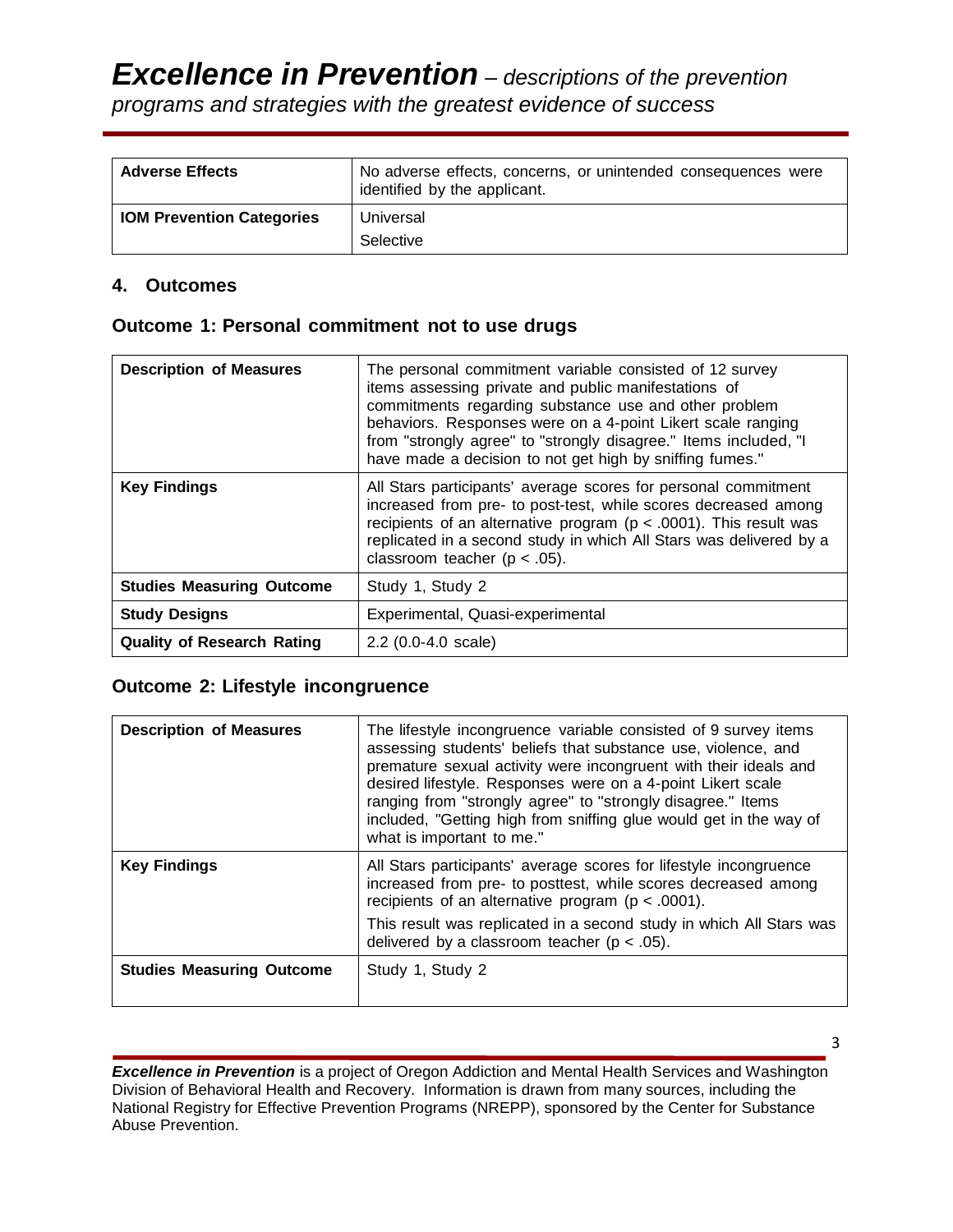| Adverse Effects | No adverse effects, concerns, or unintended consequences were identified by the applicant. |
| --- | --- |
| IOM Prevention Categories | Universal<br>Selective |

## 4. Outcomes

### Outcome 1: Personal commitment not to use drugs

| Description of Measures | The personal commitment variable consisted of 12 survey items assessing private and public manifestations of commitments regarding substance use and other problem behaviors. Responses were on a 4-point Likert scale ranging from "strongly agree" to "strongly disagree." Items included, "I have made a decision to not get high by sniffing fumes." |
| --- | --- |
| Key Findings | All Stars participants' average scores for personal commitment increased from pre- to post-test, while scores decreased among recipients of an alternative program ($p < .0001$). This result was replicated in a second study in which All Stars was delivered by a classroom teacher ($p < .05$). |
| Studies Measuring Outcome | Study 1, Study 2 |
| Study Designs | Experimental, Quasi-experimental |
| Quality of Research Rating | 2.2 (0.0-4.0 scale) |

### Outcome 2: Lifestyle incongruence

| Description of Measures | The lifestyle incongruence variable consisted of 9 survey items assessing students' beliefs that substance use, violence, and premature sexual activity were incongruent with their ideals and desired lifestyle. Responses were on a 4-point Likert scale ranging from "strongly agree" to "strongly disagree." Items included, "Getting high from sniffing glue would get in the way of what is important to me." |
| --- | --- |
| Key Findings | All Stars participants' average scores for lifestyle incongruence increased from pre- to posttest, while scores decreased among recipients of an alternative program ($p < .0001$).<br>This result was replicated in a second study in which All Stars was delivered by a classroom teacher ($p < .05$). |
| Studies Measuring Outcome | Study 1, Study 2 |

***Excellence in Prevention*** is a project of Oregon Addiction and Mental Health Services and Washington Division of Behavioral Health and Recovery. Information is drawn from many sources, including the National Registry for Effective Prevention Programs (NREPP), sponsored by the Center for Substance Abuse Prevention.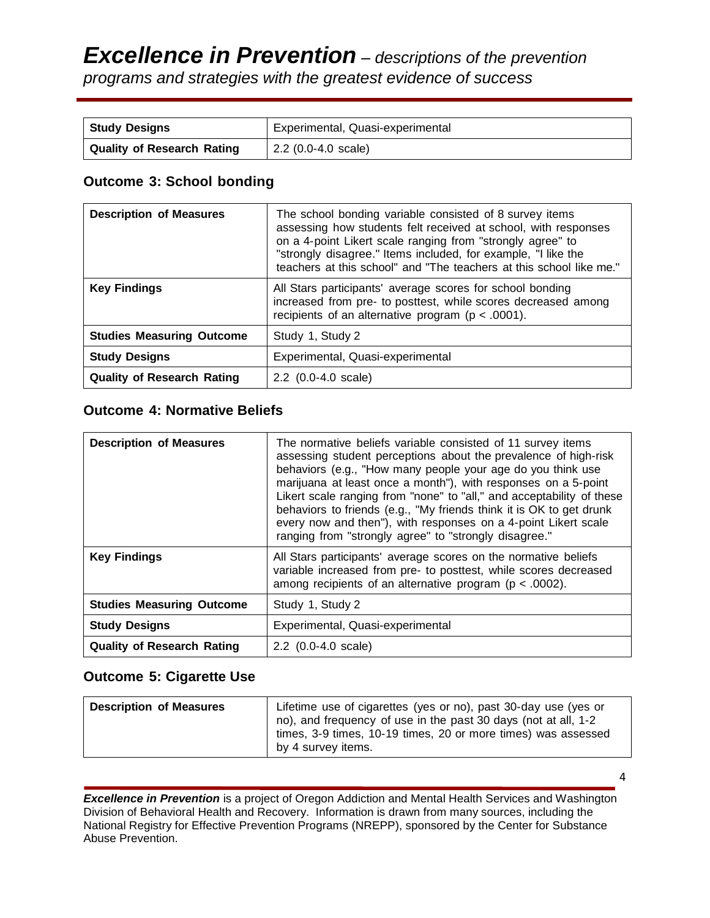| Study Designs | Experimental, Quasi-experimental |
|---|---|
| Quality of Research Rating | 2.2 (0.0-4.0 scale) |

## Outcome 3: School bonding

| Description of Measures | The school bonding variable consisted of 8 survey items assessing how students felt received at school, with responses on a 4-point Likert scale ranging from "strongly agree" to "strongly disagree." Items included, for example, "I like the teachers at this school" and "The teachers at this school like me." |
|---|---|
| Key Findings | All Stars participants' average scores for school bonding increased from pre- to posttest, while scores decreased among recipients of an alternative program ($p < .0001$). |
| Studies Measuring Outcome | Study 1, Study 2 |
| Study Designs | Experimental, Quasi-experimental |
| Quality of Research Rating | 2.2 (0.0-4.0 scale) |

## Outcome 4: Normative Beliefs

| Description of Measures | The normative beliefs variable consisted of 11 survey items assessing student perceptions about the prevalence of high-risk behaviors (e.g., "How many people your age do you think use marijuana at least once a month"), with responses on a 5-point Likert scale ranging from "none" to "all," and acceptability of these behaviors to friends (e.g., "My friends think it is OK to get drunk every now and then"), with responses on a 4-point Likert scale ranging from "strongly agree" to "strongly disagree." |
|---|---|
| Key Findings | All Stars participants' average scores on the normative beliefs variable increased from pre- to posttest, while scores decreased among recipients of an alternative program ($p < .0002$). |
| Studies Measuring Outcome | Study 1, Study 2 |
| Study Designs | Experimental, Quasi-experimental |
| Quality of Research Rating | 2.2 (0.0-4.0 scale) |

## Outcome 5: Cigarette Use

| Description of Measures | Lifetime use of cigarettes (yes or no), past 30-day use (yes or no), and frequency of use in the past 30 days (not at all, 1-2 times, 3-9 times, 10-19 times, 20 or more times) was assessed by 4 survey items. |
|---|---|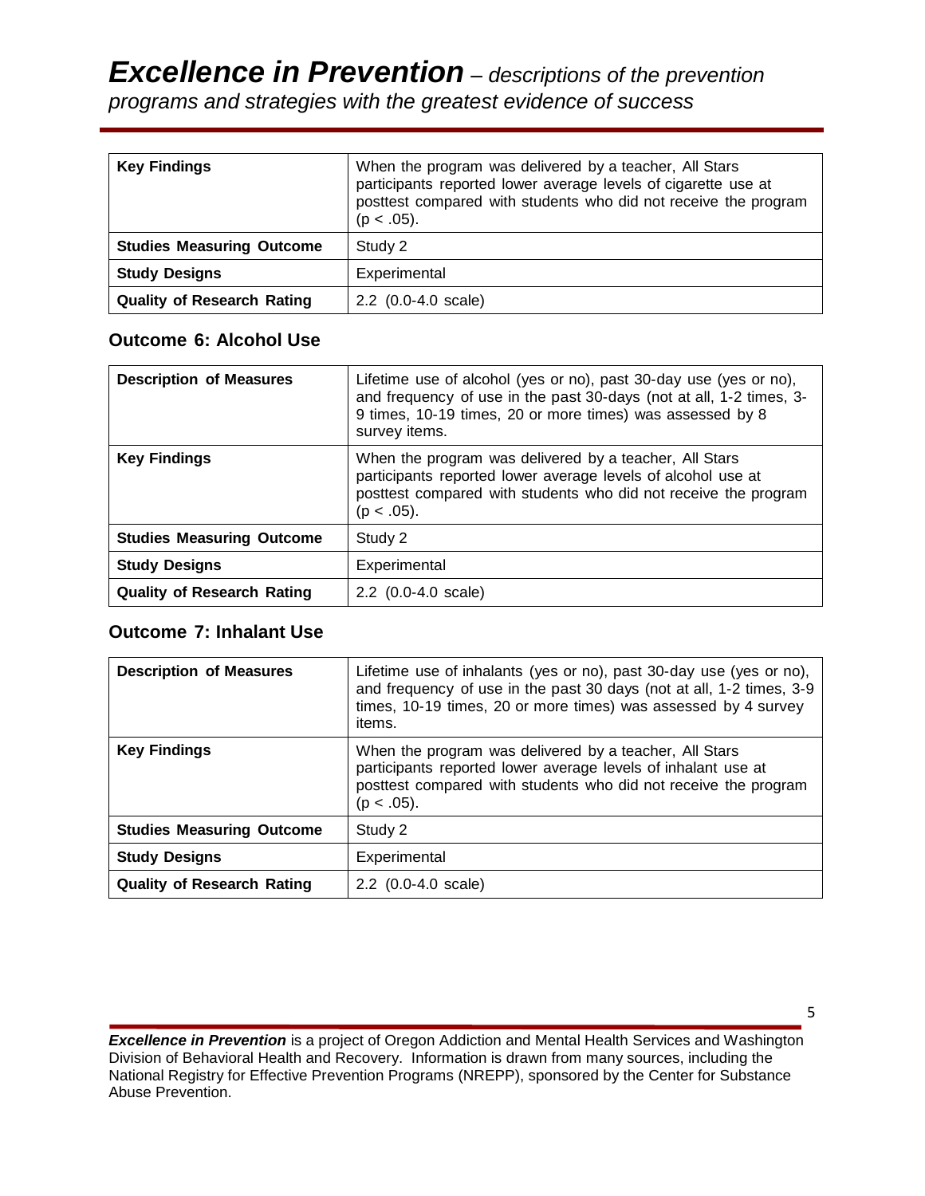| Key Findings | When the program was delivered by a teacher, All Stars participants reported lower average levels of cigarette use at posttest compared with students who did not receive the program ($p < .05$). |
|---|---|
| **Studies Measuring Outcome** | Study 2 |
| **Study Designs** | Experimental |
| **Quality of Research Rating** | 2.2 (0.0-4.0 scale) |

### Outcome 6: Alcohol Use

| Description of Measures | Lifetime use of alcohol (yes or no), past 30-day use (yes or no), and frequency of use in the past 30-days (not at all, 1-2 times, 3-9 times, 10-19 times, 20 or more times) was assessed by 8 survey items. |
|---|---|
| **Key Findings** | When the program was delivered by a teacher, All Stars participants reported lower average levels of alcohol use at posttest compared with students who did not receive the program ($p < .05$). |
| **Studies Measuring Outcome** | Study 2 |
| **Study Designs** | Experimental |
| **Quality of Research Rating** | 2.2 (0.0-4.0 scale) |

### Outcome 7: Inhalant Use

| Description of Measures | Lifetime use of inhalants (yes or no), past 30-day use (yes or no), and frequency of use in the past 30 days (not at all, 1-2 times, 3-9 times, 10-19 times, 20 or more times) was assessed by 4 survey items. |
|---|---|
| **Key Findings** | When the program was delivered by a teacher, All Stars participants reported lower average levels of inhalant use at posttest compared with students who did not receive the program ($p < .05$). |
| **Studies Measuring Outcome** | Study 2 |
| **Study Designs** | Experimental |
| **Quality of Research Rating** | 2.2 (0.0-4.0 scale) |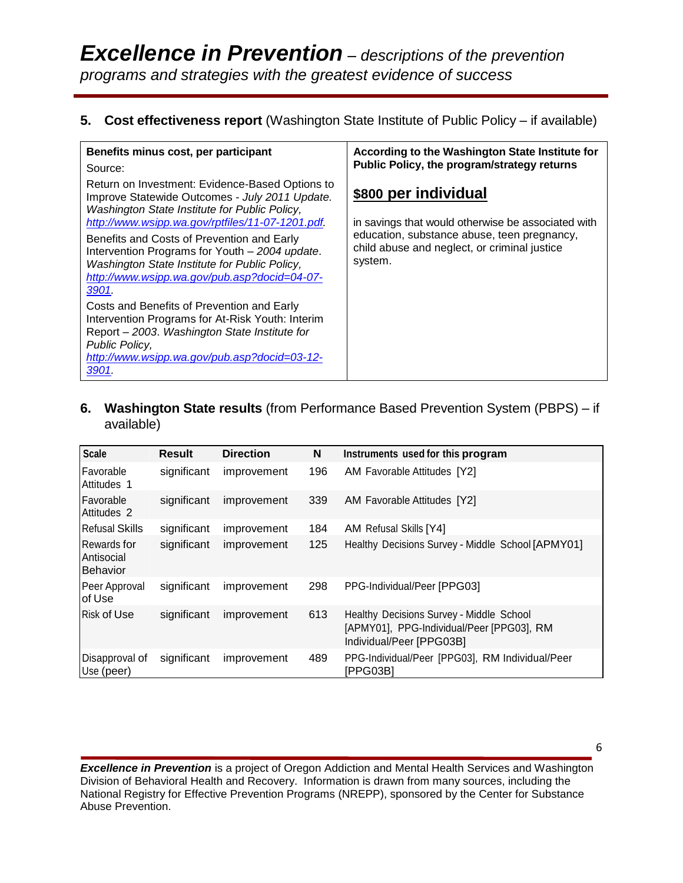# *Excellence in Prevention* – *descriptions of the prevention programs and strategies with the greatest evidence of success*

## 5. Cost effectiveness report (Washington State Institute of Public Policy – if available)

| **Benefits minus cost, per participant** | **According to the Washington State Institute for Public Policy, the program/strategy returns** |
|---|---|
| Source:<br>Return on Investment: Evidence-Based Options to Improve Statewide Outcomes - *July 2011 Update. Washington State Institute for Public Policy,* *[http://www.wsipp.wa.gov/rptfiles/11-07-1201.pdf](http://www.wsipp.wa.gov/rptfiles/11-07-1201.pdf).*<br>Benefits and Costs of Prevention and Early Intervention Programs for Youth – *2004 update*. *Washington State Institute for Public Policy,* *[http://www.wsipp.wa.gov/pub.asp?docid=04-07-3901](http://www.wsipp.wa.gov/pub.asp?docid=04-07-3901).*<br>Costs and Benefits of Prevention and Early Intervention Programs for At-Risk Youth: Interim Report – *2003*. *Washington State Institute for Public Policy,* *[http://www.wsipp.wa.gov/pub.asp?docid=03-12-3901](http://www.wsipp.wa.gov/pub.asp?docid=03-12-3901).* | **$800 per individual**<br>in savings that would otherwise be associated with education, substance abuse, teen pregnancy, child abuse and neglect, or criminal justice system. |

## 6. Washington State results (from Performance Based Prevention System (PBPS) – if available)

| Scale | Result | Direction | N | Instruments used for this program |
|---|---|---|---|---|
| Favorable Attitudes 1 | significant | improvement | 196 | AM Favorable Attitudes [Y2] |
| Favorable Attitudes 2 | significant | improvement | 339 | AM Favorable Attitudes [Y2] |
| Refusal Skills | significant | improvement | 184 | AM Refusal Skills [Y4] |
| Rewards for Antisocial Behavior | significant | improvement | 125 | Healthy Decisions Survey - Middle School [APMY01] |
| Peer Approval of Use | significant | improvement | 298 | PPG-Individual/Peer [PPG03] |
| Risk of Use | significant | improvement | 613 | Healthy Decisions Survey - Middle School [APMY01], PPG-Individual/Peer [PPG03], RM Individual/Peer [PPG03B] |
| Disapproval of Use (peer) | significant | improvement | 489 | PPG-Individual/Peer [PPG03], RM Individual/Peer [PPG03B] |

***Excellence in Prevention*** is a project of Oregon Addiction and Mental Health Services and Washington Division of Behavioral Health and Recovery. Information is drawn from many sources, including the National Registry for Effective Prevention Programs (NREPP), sponsored by the Center for Substance Abuse Prevention.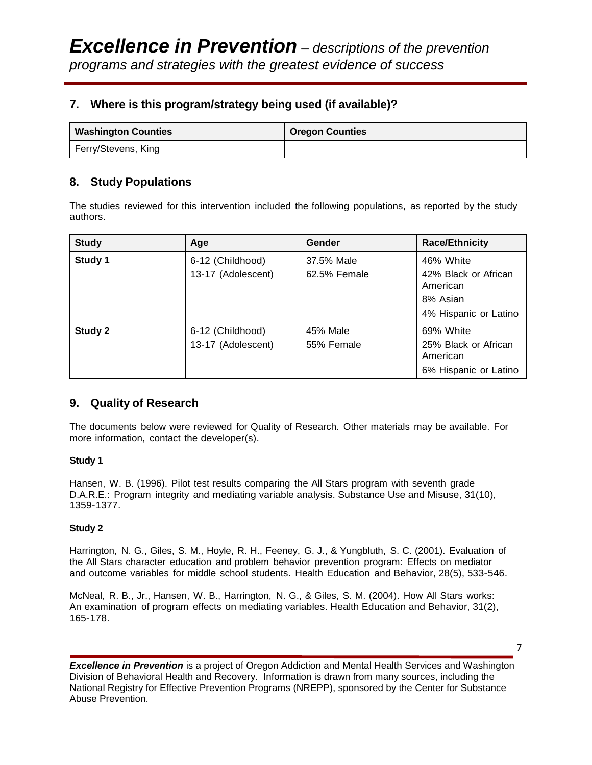## 7. Where is this program/strategy being used (if available)?

| Washington Counties | Oregon Counties |
|---|---|
| Ferry/Stevens, King | |

## 8. Study Populations

The studies reviewed for this intervention included the following populations, as reported by the study authors.

| Study | Age | Gender | Race/Ethnicity |
|---|---|---|---|
| **Study 1** | 6-12 (Childhood)<br>13-17 (Adolescent) | 37.5% Male<br>62.5% Female | 46% White<br>42% Black or African American<br>8% Asian<br>4% Hispanic or Latino |
| **Study 2** | 6-12 (Childhood)<br>13-17 (Adolescent) | 45% Male<br>55% Female | 69% White<br>25% Black or African American<br>6% Hispanic or Latino |

## 9. Quality of Research

The documents below were reviewed for Quality of Research. Other materials may be available. For more information, contact the developer(s).

**Study 1**

Hansen, W. B. (1996). Pilot test results comparing the All Stars program with seventh grade D.A.R.E.: Program integrity and mediating variable analysis. Substance Use and Misuse, 31(10), 1359-1377.

**Study 2**

Harrington, N. G., Giles, S. M., Hoyle, R. H., Feeney, G. J., & Yungbluth, S. C. (2001). Evaluation of the All Stars character education and problem behavior prevention program: Effects on mediator and outcome variables for middle school students. Health Education and Behavior, 28(5), 533-546.

McNeal, R. B., Jr., Hansen, W. B., Harrington, N. G., & Giles, S. M. (2004). How All Stars works: An examination of program effects on mediating variables. Health Education and Behavior, 31(2), 165-178.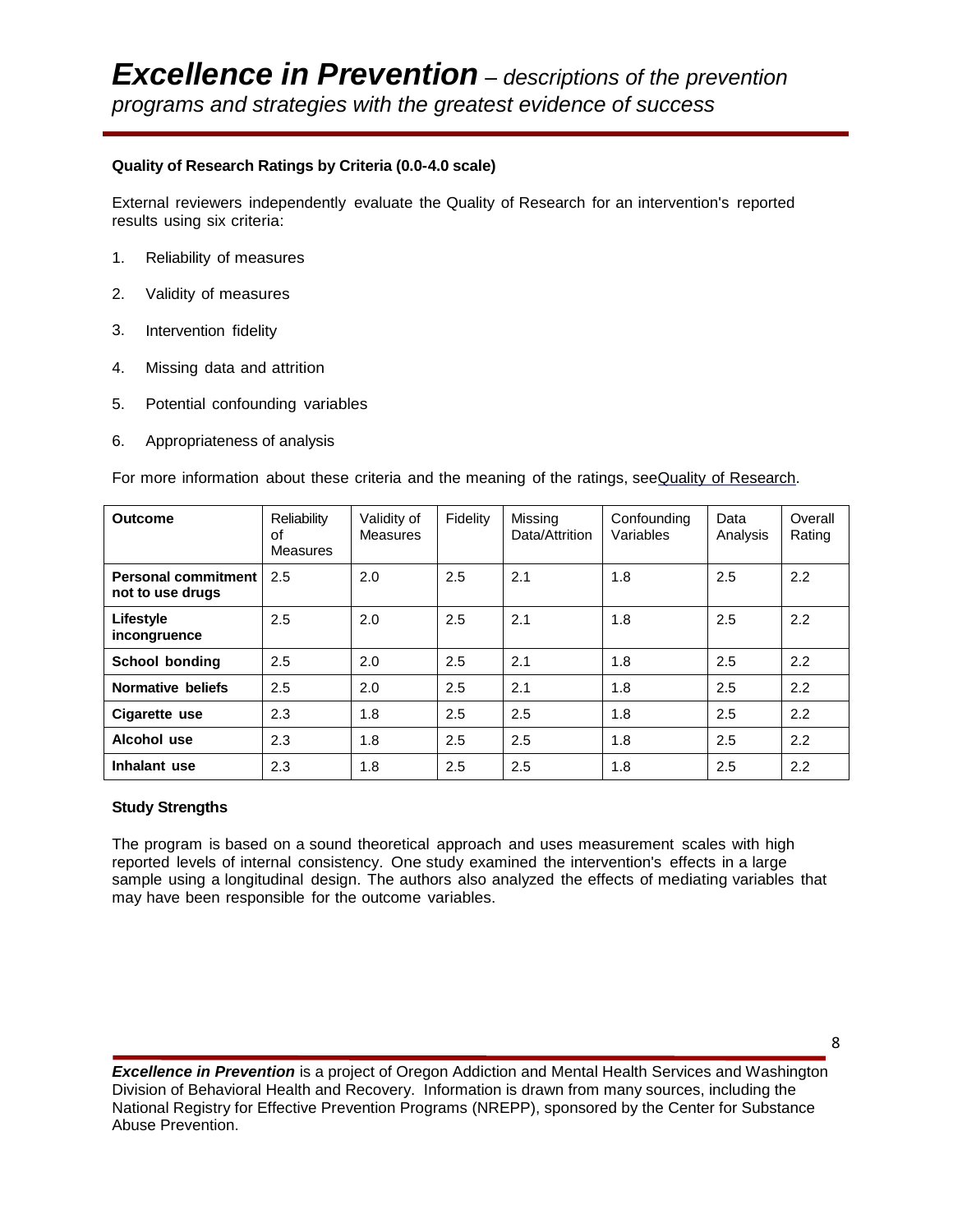### Quality of Research Ratings by Criteria (0.0-4.0 scale)

External reviewers independently evaluate the Quality of Research for an intervention's reported results using six criteria:

1. Reliability of measures
2. Validity of measures
3. Intervention fidelity
4. Missing data and attrition
5. Potential confounding variables
6. Appropriateness of analysis

For more information about these criteria and the meaning of the ratings, seeQuality of Research.

| Outcome | Reliability of Measures | Validity of Measures | Fidelity | Missing Data/Attrition | Confounding Variables | Data Analysis | Overall Rating |
|---|---|---|---|---|---|---|---|
| **Personal commitment not to use drugs** | 2.5 | 2.0 | 2.5 | 2.1 | 1.8 | 2.5 | 2.2 |
| **Lifestyle incongruence** | 2.5 | 2.0 | 2.5 | 2.1 | 1.8 | 2.5 | 2.2 |
| **School bonding** | 2.5 | 2.0 | 2.5 | 2.1 | 1.8 | 2.5 | 2.2 |
| **Normative beliefs** | 2.5 | 2.0 | 2.5 | 2.1 | 1.8 | 2.5 | 2.2 |
| **Cigarette use** | 2.3 | 1.8 | 2.5 | 2.5 | 1.8 | 2.5 | 2.2 |
| **Alcohol use** | 2.3 | 1.8 | 2.5 | 2.5 | 1.8 | 2.5 | 2.2 |
| **Inhalant use** | 2.3 | 1.8 | 2.5 | 2.5 | 1.8 | 2.5 | 2.2 |

### Study Strengths

The program is based on a sound theoretical approach and uses measurement scales with high reported levels of internal consistency. One study examined the intervention's effects in a large sample using a longitudinal design. The authors also analyzed the effects of mediating variables that may have been responsible for the outcome variables.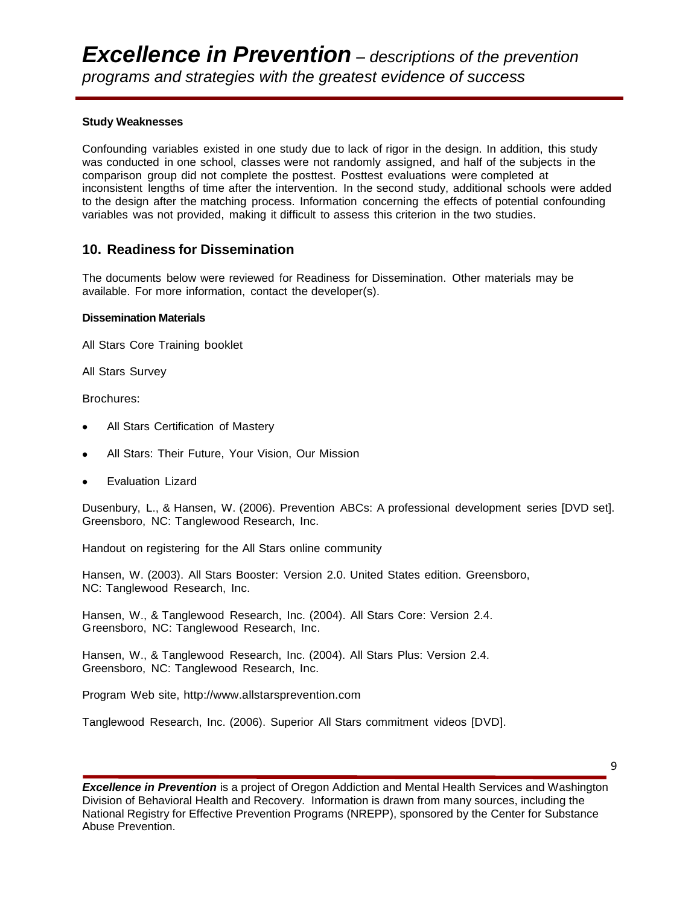**Study Weaknesses**

Confounding variables existed in one study due to lack of rigor in the design. In addition, this study was conducted in one school, classes were not randomly assigned, and half of the subjects in the comparison group did not complete the posttest. Posttest evaluations were completed at inconsistent lengths of time after the intervention. In the second study, additional schools were added to the design after the matching process. Information concerning the effects of potential confounding variables was not provided, making it difficult to assess this criterion in the two studies.

## 10. Readiness for Dissemination

The documents below were reviewed for Readiness for Dissemination. Other materials may be available. For more information, contact the developer(s).

**Dissemination Materials**

All Stars Core Training booklet

All Stars Survey

Brochures:

- All Stars Certification of Mastery
- All Stars: Their Future, Your Vision, Our Mission
- Evaluation Lizard

Dusenbury, L., & Hansen, W. (2006). Prevention ABCs: A professional development series [DVD set]. Greensboro, NC: Tanglewood Research, Inc.

Handout on registering for the All Stars online community

Hansen, W. (2003). All Stars Booster: Version 2.0. United States edition. Greensboro, NC: Tanglewood Research, Inc.

Hansen, W., & Tanglewood Research, Inc. (2004). All Stars Core: Version 2.4. Greensboro, NC: Tanglewood Research, Inc.

Hansen, W., & Tanglewood Research, Inc. (2004). All Stars Plus: Version 2.4. Greensboro, NC: Tanglewood Research, Inc.

Program Web site, http://www.allstarsprevention.com

Tanglewood Research, Inc. (2006). Superior All Stars commitment videos [DVD].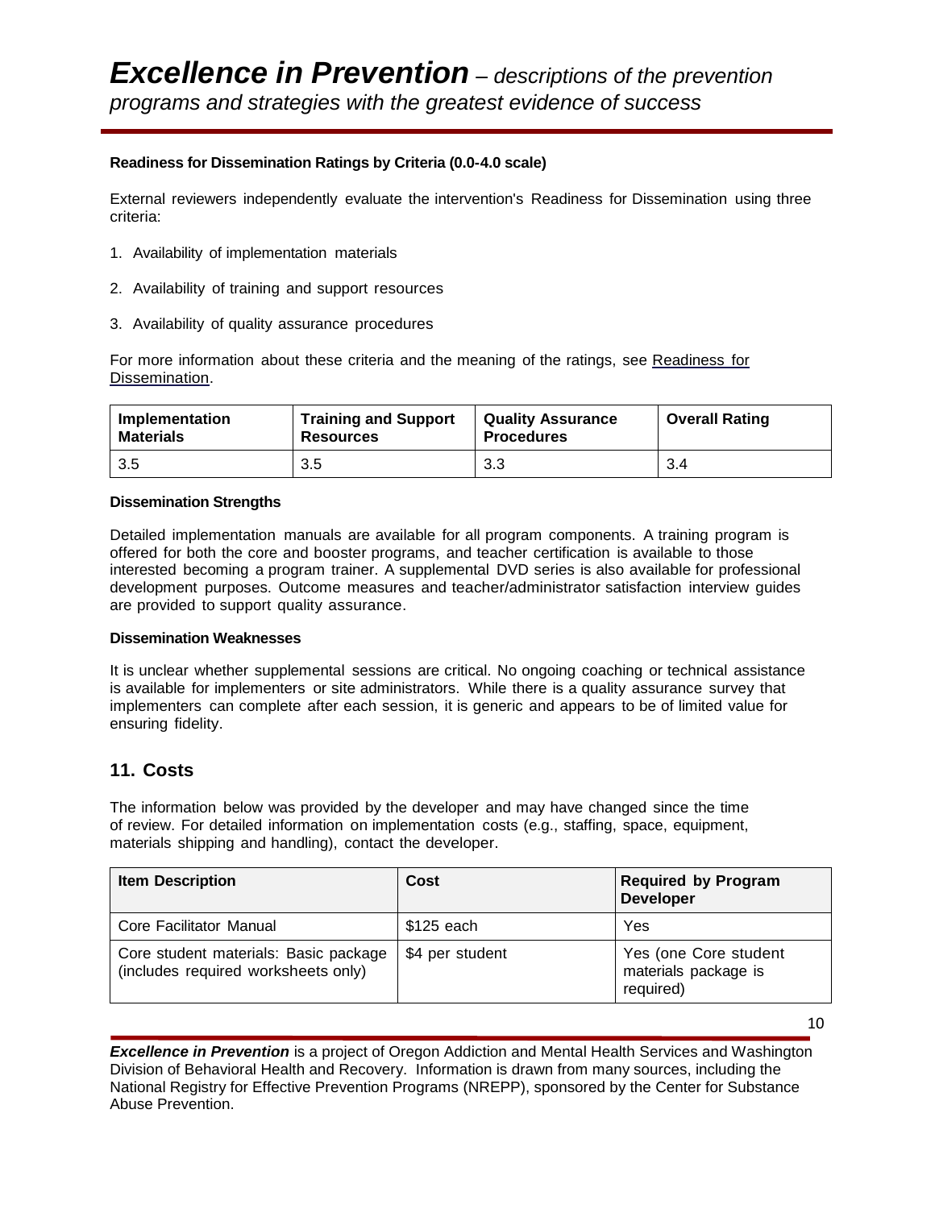#### Readiness for Dissemination Ratings by Criteria (0.0-4.0 scale)

External reviewers independently evaluate the intervention's Readiness for Dissemination using three criteria:

1. Availability of implementation materials
2. Availability of training and support resources
3. Availability of quality assurance procedures

For more information about these criteria and the meaning of the ratings, see Readiness for Dissemination.

| Implementation Materials | Training and Support Resources | Quality Assurance Procedures | Overall Rating |
| --- | --- | --- | --- |
| 3.5 | 3.5 | 3.3 | 3.4 |

#### Dissemination Strengths

Detailed implementation manuals are available for all program components. A training program is offered for both the core and booster programs, and teacher certification is available to those interested becoming a program trainer. A supplemental DVD series is also available for professional development purposes. Outcome measures and teacher/administrator satisfaction interview guides are provided to support quality assurance.

#### Dissemination Weaknesses

It is unclear whether supplemental sessions are critical. No ongoing coaching or technical assistance is available for implementers or site administrators. While there is a quality assurance survey that implementers can complete after each session, it is generic and appears to be of limited value for ensuring fidelity.

## 11. Costs

The information below was provided by the developer and may have changed since the time of review. For detailed information on implementation costs (e.g., staffing, space, equipment, materials shipping and handling), contact the developer.

| Item Description | Cost | Required by Program Developer |
| --- | --- | --- |
| Core Facilitator Manual | $125 each | Yes |
| Core student materials: Basic package (includes required worksheets only) | $4 per student | Yes (one Core student materials package is required) |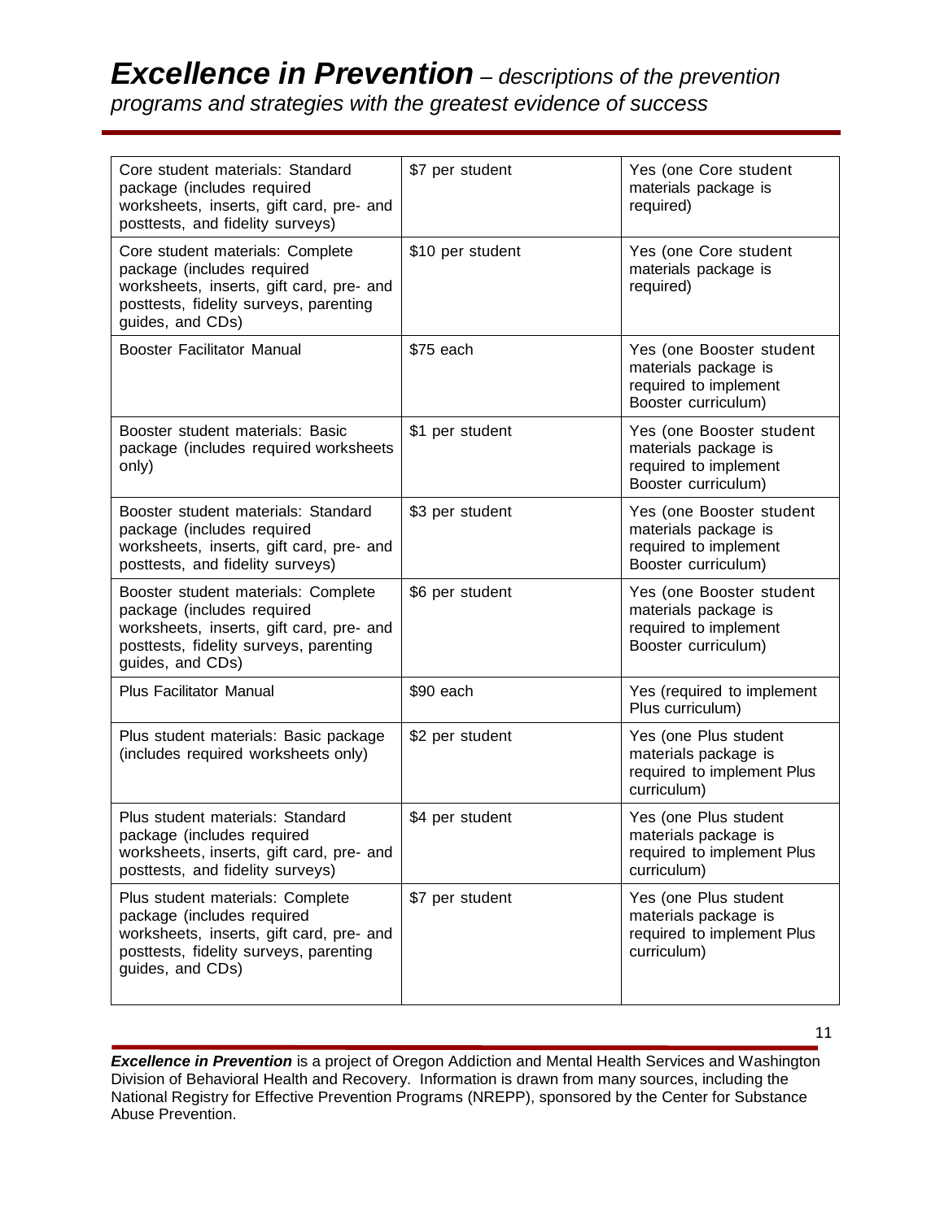| Core student materials: Standard package (includes required worksheets, inserts, gift card, pre- and posttests, and fidelity surveys) | $7 per student | Yes (one Core student materials package is required) |
|---|---|---|
| Core student materials: Complete package (includes required worksheets, inserts, gift card, pre- and posttests, fidelity surveys, parenting guides, and CDs) | $10 per student | Yes (one Core student materials package is required) |
| Booster Facilitator Manual | $75 each | Yes (one Booster student materials package is required to implement Booster curriculum) |
| Booster student materials: Basic package (includes required worksheets only) | $1 per student | Yes (one Booster student materials package is required to implement Booster curriculum) |
| Booster student materials: Standard package (includes required worksheets, inserts, gift card, pre- and posttests, and fidelity surveys) | $3 per student | Yes (one Booster student materials package is required to implement Booster curriculum) |
| Booster student materials: Complete package (includes required worksheets, inserts, gift card, pre- and posttests, fidelity surveys, parenting guides, and CDs) | $6 per student | Yes (one Booster student materials package is required to implement Booster curriculum) |
| Plus Facilitator Manual | $90 each | Yes (required to implement Plus curriculum) |
| Plus student materials: Basic package (includes required worksheets only) | $2 per student | Yes (one Plus student materials package is required to implement Plus curriculum) |
| Plus student materials: Standard package (includes required worksheets, inserts, gift card, pre- and posttests, and fidelity surveys) | $4 per student | Yes (one Plus student materials package is required to implement Plus curriculum) |
| Plus student materials: Complete package (includes required worksheets, inserts, gift card, pre- and posttests, fidelity surveys, parenting guides, and CDs) | $7 per student | Yes (one Plus student materials package is required to implement Plus curriculum) |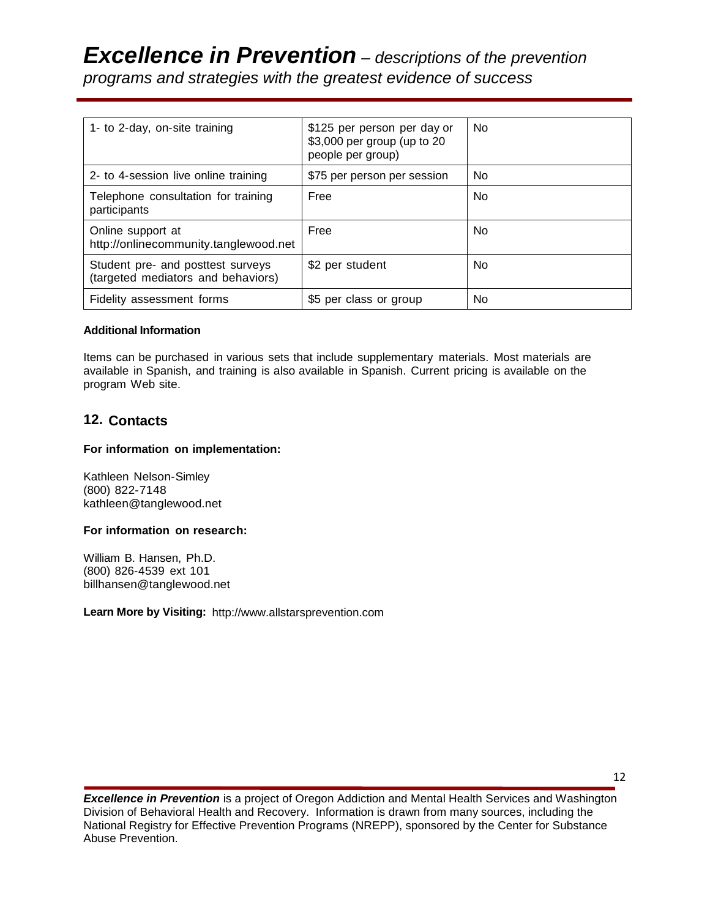| | | |
|---|---|---|
| 1- to 2-day, on-site training | \$125 per person per day or \$3,000 per group (up to 20 people per group) | No |
| 2- to 4-session live online training | \$75 per person per session | No |
| Telephone consultation for training participants | Free | No |
| Online support at http://onlinecommunity.tanglewood.net | Free | No |
| Student pre- and posttest surveys (targeted mediators and behaviors) | \$2 per student | No |
| Fidelity assessment forms | \$5 per class or group | No |

**Additional Information**

Items can be purchased in various sets that include supplementary materials. Most materials are available in Spanish, and training is also available in Spanish. Current pricing is available on the program Web site.

## 12. Contacts

**For information on implementation:**

Kathleen Nelson-Simley
(800) 822-7148
kathleen@tanglewood.net

**For information on research:**

William B. Hansen, Ph.D.
(800) 826-4539 ext 101
billhansen@tanglewood.net

**Learn More by Visiting:** http://www.allstarsprevention.com